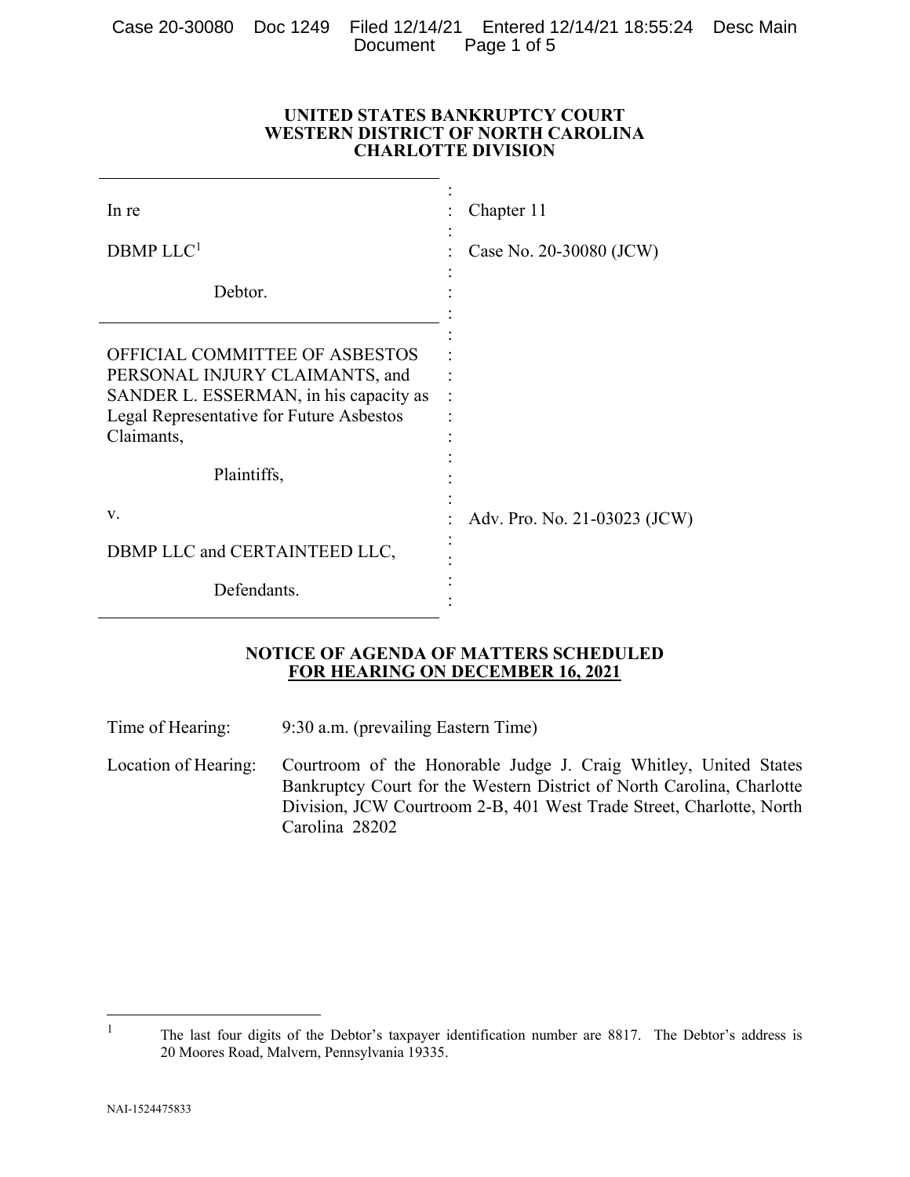**UNITED STATES BANKRUPTCY COURT**
**WESTERN DISTRICT OF NORTH CAROLINA**
**CHARLOTTE DIVISION**

| | |
|---|---|
| In re | Chapter 11 |
| DBMP LLC[1] | Case No. 20-30080 (JCW) |
| Debtor. | |
| OFFICIAL COMMITTEE OF ASBESTOS PERSONAL INJURY CLAIMANTS, and SANDER L. ESSERMAN, in his capacity as Legal Representative for Future Asbestos Claimants, | |
| Plaintiffs, | |
| v. | Adv. Pro. No. 21-03023 (JCW) |
| DBMP LLC and CERTAINTEED LLC, | |
| Defendants. | |

**NOTICE OF AGENDA OF MATTERS SCHEDULED**
**FOR HEARING ON DECEMBER 16, 2021**

Time of Hearing: 9:30 a.m. (prevailing Eastern Time)

Location of Hearing: Courtroom of the Honorable Judge J. Craig Whitley, United States Bankruptcy Court for the Western District of North Carolina, Charlotte Division, JCW Courtroom 2-B, 401 West Trade Street, Charlotte, North Carolina 28202

---

[1] The last four digits of the Debtor's taxpayer identification number are 8817. The Debtor's address is 20 Moores Road, Malvern, Pennsylvania 19335.

NAI-1524475833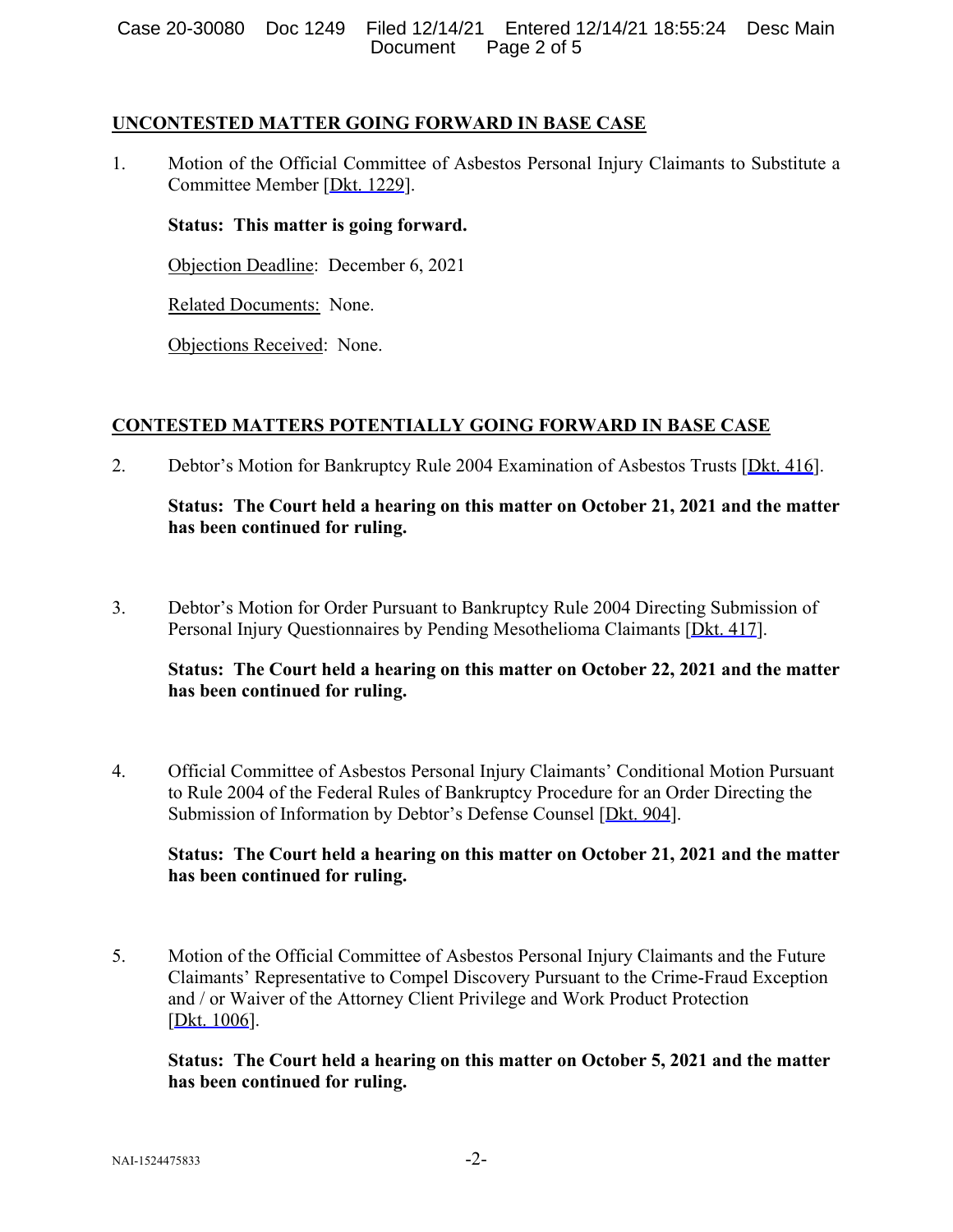## UNCONTESTED MATTER GOING FORWARD IN BASE CASE

1. Motion of the Official Committee of Asbestos Personal Injury Claimants to Substitute a Committee Member [Dkt. 1229].

   **Status: This matter is going forward.**

   Objection Deadline: December 6, 2021

   Related Documents: None.

   Objections Received: None.

## CONTESTED MATTERS POTENTIALLY GOING FORWARD IN BASE CASE

2. Debtor's Motion for Bankruptcy Rule 2004 Examination of Asbestos Trusts [Dkt. 416].

   **Status: The Court held a hearing on this matter on October 21, 2021 and the matter has been continued for ruling.**

3. Debtor's Motion for Order Pursuant to Bankruptcy Rule 2004 Directing Submission of Personal Injury Questionnaires by Pending Mesothelioma Claimants [Dkt. 417].

   **Status: The Court held a hearing on this matter on October 22, 2021 and the matter has been continued for ruling.**

4. Official Committee of Asbestos Personal Injury Claimants' Conditional Motion Pursuant to Rule 2004 of the Federal Rules of Bankruptcy Procedure for an Order Directing the Submission of Information by Debtor's Defense Counsel [Dkt. 904].

   **Status: The Court held a hearing on this matter on October 21, 2021 and the matter has been continued for ruling.**

5. Motion of the Official Committee of Asbestos Personal Injury Claimants and the Future Claimants' Representative to Compel Discovery Pursuant to the Crime-Fraud Exception and / or Waiver of the Attorney Client Privilege and Work Product Protection [Dkt. 1006].

   **Status: The Court held a hearing on this matter on October 5, 2021 and the matter has been continued for ruling.**

NAI-1524475833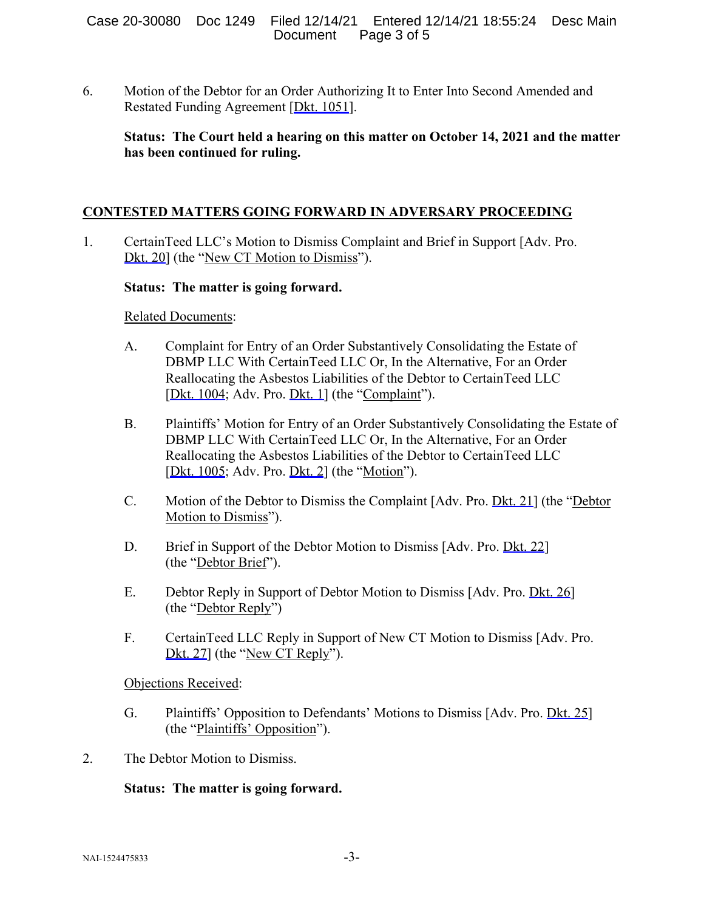6. Motion of the Debtor for an Order Authorizing It to Enter Into Second Amended and Restated Funding Agreement [Dkt. 1051].

   **Status: The Court held a hearing on this matter on October 14, 2021 and the matter has been continued for ruling.**

## CONTESTED MATTERS GOING FORWARD IN ADVERSARY PROCEEDING

1. CertainTeed LLC's Motion to Dismiss Complaint and Brief in Support [Adv. Pro. Dkt. 20] (the "New CT Motion to Dismiss").

   **Status: The matter is going forward.**

   Related Documents:

   A. Complaint for Entry of an Order Substantively Consolidating the Estate of DBMP LLC With CertainTeed LLC Or, In the Alternative, For an Order Reallocating the Asbestos Liabilities of the Debtor to CertainTeed LLC [Dkt. 1004; Adv. Pro. Dkt. 1] (the "Complaint").

   B. Plaintiffs' Motion for Entry of an Order Substantively Consolidating the Estate of DBMP LLC With CertainTeed LLC Or, In the Alternative, For an Order Reallocating the Asbestos Liabilities of the Debtor to CertainTeed LLC [Dkt. 1005; Adv. Pro. Dkt. 2] (the "Motion").

   C. Motion of the Debtor to Dismiss the Complaint [Adv. Pro. Dkt. 21] (the "Debtor Motion to Dismiss").

   D. Brief in Support of the Debtor Motion to Dismiss [Adv. Pro. Dkt. 22] (the "Debtor Brief").

   E. Debtor Reply in Support of Debtor Motion to Dismiss [Adv. Pro. Dkt. 26] (the "Debtor Reply")

   F. CertainTeed LLC Reply in Support of New CT Motion to Dismiss [Adv. Pro. Dkt. 27] (the "New CT Reply").

   Objections Received:

   G. Plaintiffs' Opposition to Defendants' Motions to Dismiss [Adv. Pro. Dkt. 25] (the "Plaintiffs' Opposition").

2. The Debtor Motion to Dismiss.

   **Status: The matter is going forward.**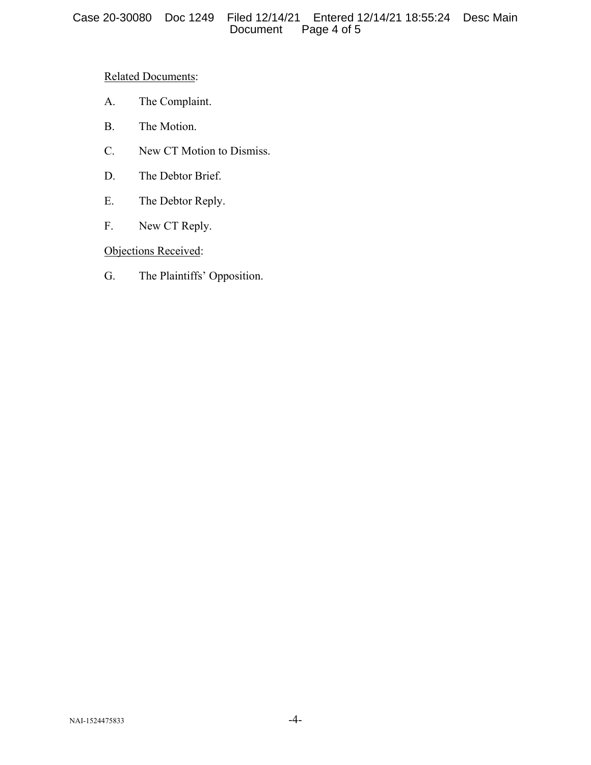Related Documents:

A. The Complaint.

B. The Motion.

C. New CT Motion to Dismiss.

D. The Debtor Brief.

E. The Debtor Reply.

F. New CT Reply.

Objections Received:

G. The Plaintiffs' Opposition.

NAI-1524475833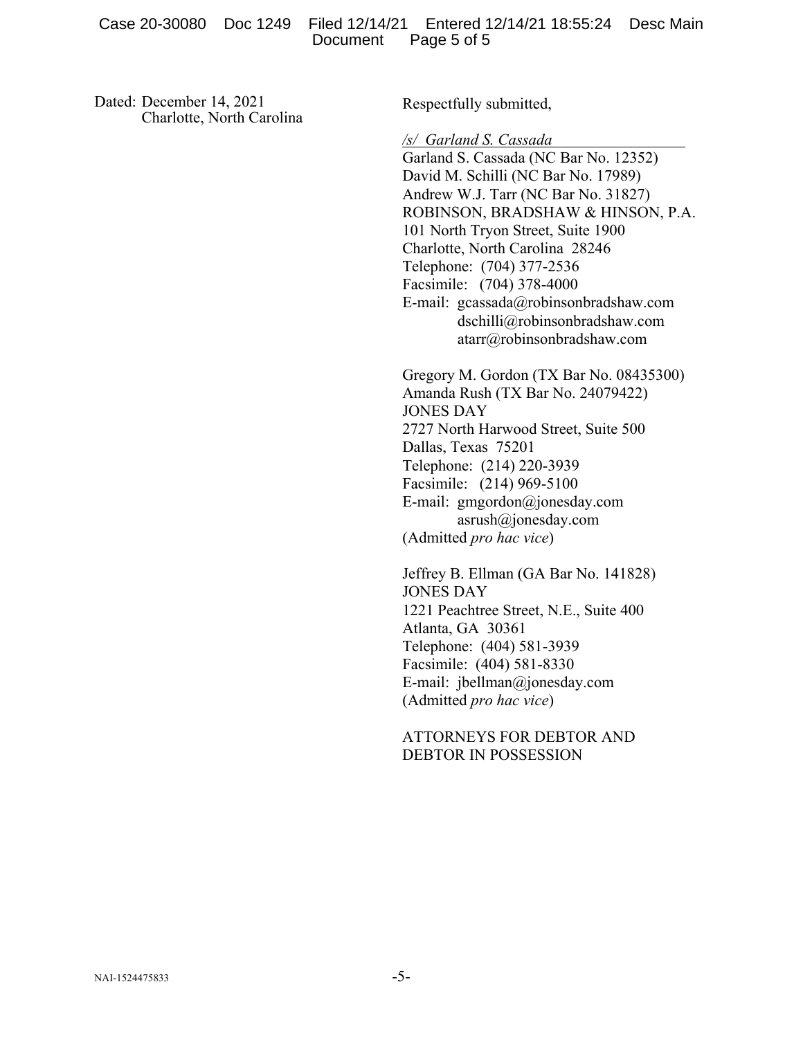Dated: December 14, 2021
Charlotte, North Carolina

Respectfully submitted,

*/s/ Garland S. Cassada*
Garland S. Cassada (NC Bar No. 12352)
David M. Schilli (NC Bar No. 17989)
Andrew W.J. Tarr (NC Bar No. 31827)
ROBINSON, BRADSHAW & HINSON, P.A.
101 North Tryon Street, Suite 1900
Charlotte, North Carolina 28246
Telephone: (704) 377-2536
Facsimile: (704) 378-4000
E-mail: gcassada@robinsonbradshaw.com
dschilli@robinsonbradshaw.com
atarr@robinsonbradshaw.com

Gregory M. Gordon (TX Bar No. 08435300)
Amanda Rush (TX Bar No. 24079422)
JONES DAY
2727 North Harwood Street, Suite 500
Dallas, Texas 75201
Telephone: (214) 220-3939
Facsimile: (214) 969-5100
E-mail: gmgordon@jonesday.com
asrush@jonesday.com
(Admitted *pro hac vice*)

Jeffrey B. Ellman (GA Bar No. 141828)
JONES DAY
1221 Peachtree Street, N.E., Suite 400
Atlanta, GA 30361
Telephone: (404) 581-3939
Facsimile: (404) 581-8330
E-mail: jbellman@jonesday.com
(Admitted *pro hac vice*)

ATTORNEYS FOR DEBTOR AND DEBTOR IN POSSESSION

NAI-1524475833